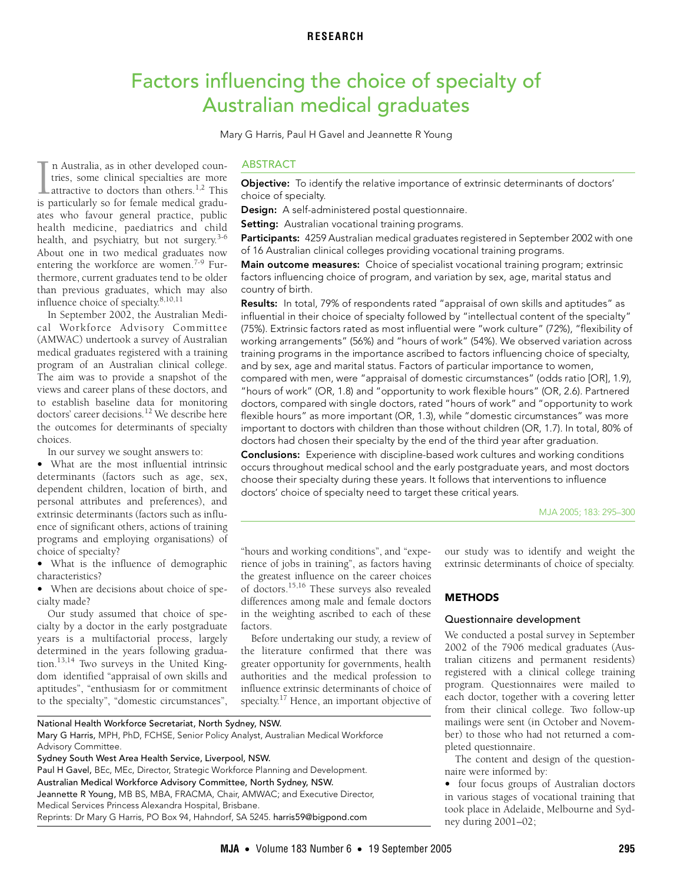RESEARCH

# Factors influencing the choice of specialty of Australian medical graduates

Mary G Harris, Paul H Gavel and Jeannette R Young

## ABSTRACT

**Objective:** To identify the relative importance of extrinsic determinants of doctors' choice of specialty.

**Design:** A self-administered postal questionnaire.

**Setting:** Australian vocational training programs.

**Participants:** 4259 Australian medical graduates registered in September 2002 with one of 16 Australian clinical colleges providing vocational training programs.

**Main outcome measures:** Choice of specialist vocational training program; extrinsic factors influencing choice of program, and variation by sex, age, marital status and country of birth.

**Results:** In total, 79% of respondents rated "appraisal of own skills and aptitudes" as influential in their choice of specialty followed by "intellectual content of the specialty" (75%). Extrinsic factors rated as most influential were "work culture" (72%), "flexibility of working arrangements" (56%) and "hours of work" (54%). We observed variation across training programs in the importance ascribed to factors influencing choice of specialty, and by sex, age and marital status. Factors of particular importance to women, compared with men, were "appraisal of domestic circumstances" (odds ratio [OR], 1.9), "hours of work" (OR, 1.8) and "opportunity to work flexible hours" (OR, 2.6). Partnered doctors, compared with single doctors, rated "hours of work" and "opportunity to work flexible hours" as more important (OR, 1.3), while "domestic circumstances" was more important to doctors with children than those without children (OR, 1.7). In total, 80% of doctors had chosen their specialty by the end of the third year after graduation.

**Conclusions:** Experience with discipline-based work cultures and working conditions occurs throughout medical school and the early postgraduate years, and most doctors choose their specialty during these years. It follows that interventions to influence doctors' choice of specialty need to target these critical years.

MJA 2005; 183: 295–300

In Australia, as in other developed countries, some clinical specialties are more attractive to doctors than others.[1,2] This is particularly so for female medical graduates who favour general practice, public health medicine, paediatrics and child health, and psychiatry, but not surgery.[3-6] About one in two medical graduates now entering the workforce are women.[7-9] Furthermore, current graduates tend to be older than previous graduates, which may also influence choice of specialty.[8,10,11]

In September 2002, the Australian Medical Workforce Advisory Committee (AMWAC) undertook a survey of Australian medical graduates registered with a training program of an Australian clinical college. The aim was to provide a snapshot of the views and career plans of these doctors, and to establish baseline data for monitoring doctors' career decisions.[12] We describe here the outcomes for determinants of specialty choices.

In our survey we sought answers to:

- What are the most influential intrinsic determinants (factors such as age, sex, dependent children, location of birth, and personal attributes and preferences), and extrinsic determinants (factors such as influence of significant others, actions of training programs and employing organisations) of choice of specialty?
- What is the influence of demographic characteristics?
- When are decisions about choice of specialty made?

Our study assumed that choice of specialty by a doctor in the early postgraduate years is a multifactorial process, largely determined in the years following graduation.[13,14] Two surveys in the United Kingdom identified "appraisal of own skills and aptitudes", "enthusiasm for or commitment to the specialty", "domestic circumstances", "hours and working conditions", and "experience of jobs in training", as factors having the greatest influence on the career choices of doctors.[15,16] These surveys also revealed differences among male and female doctors in the weighting ascribed to each of these factors.

Before undertaking our study, a review of the literature confirmed that there was greater opportunity for governments, health authorities and the medical profession to influence extrinsic determinants of choice of specialty.[17] Hence, an important objective of our study was to identify and weight the extrinsic determinants of choice of specialty.

## METHODS

### Questionnaire development

We conducted a postal survey in September 2002 of the 7906 medical graduates (Australian citizens and permanent residents) registered with a clinical college training program. Questionnaires were mailed to each doctor, together with a covering letter from their clinical college. Two follow-up mailings were sent (in October and November) to those who had not returned a completed questionnaire.

The content and design of the questionnaire were informed by:

- four focus groups of Australian doctors in various stages of vocational training that took place in Adelaide, Melbourne and Sydney during 2001–02;

National Health Workforce Secretariat, North Sydney, NSW.
Mary G Harris, MPH, PhD, FCHSE, Senior Policy Analyst, Australian Medical Workforce Advisory Committee.
Sydney South West Area Health Service, Liverpool, NSW.
Paul H Gavel, BEc, MEc, Director, Strategic Workforce Planning and Development.
Australian Medical Workforce Advisory Committee, North Sydney, NSW.
Jeannette R Young, MB BS, MBA, FRACMA, Chair, AMWAC; and Executive Director, Medical Services Princess Alexandra Hospital, Brisbane.
Reprints: Dr Mary G Harris, PO Box 94, Hahndorf, SA 5245. harris59@bigpond.com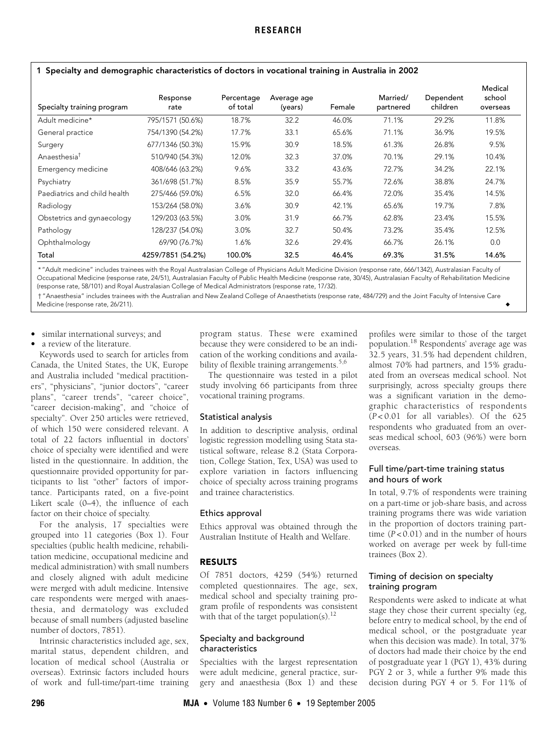**1 Specialty and demographic characteristics of doctors in vocational training in Australia in 2002**

| Specialty training program | Response rate | Percentage of total | Average age (years) | Female | Married/ partnered | Dependent children | Medical school overseas |
|---|---|---|---|---|---|---|---|
| Adult medicine* | 795/1571 (50.6%) | 18.7% | 32.2 | 46.0% | 71.1% | 29.2% | 11.8% |
| General practice | 754/1390 (54.2%) | 17.7% | 33.1 | 65.6% | 71.1% | 36.9% | 19.5% |
| Surgery | 677/1346 (50.3%) | 15.9% | 30.9 | 18.5% | 61.3% | 26.8% | 9.5% |
| Anaesthesia† | 510/940 (54.3%) | 12.0% | 32.3 | 37.0% | 70.1% | 29.1% | 10.4% |
| Emergency medicine | 408/646 (63.2%) | 9.6% | 33.2 | 43.6% | 72.7% | 34.2% | 22.1% |
| Psychiatry | 361/698 (51.7%) | 8.5% | 35.9 | 55.7% | 72.6% | 38.8% | 24.7% |
| Paediatrics and child health | 275/466 (59.0%) | 6.5% | 32.0 | 66.4% | 72.0% | 35.4% | 14.5% |
| Radiology | 153/264 (58.0%) | 3.6% | 30.9 | 42.1% | 65.6% | 19.7% | 7.8% |
| Obstetrics and gynaecology | 129/203 (63.5%) | 3.0% | 31.9 | 66.7% | 62.8% | 23.4% | 15.5% |
| Pathology | 128/237 (54.0%) | 3.0% | 32.7 | 50.4% | 73.2% | 35.4% | 12.5% |
| Ophthalmology | 69/90 (76.7%) | 1.6% | 32.6 | 29.4% | 66.7% | 26.1% | 0.0 |
| Total | 4259/7851 (54.2%) | 100.0% | 32.5 | 46.4% | 69.3% | 31.5% | 14.6% |

* "Adult medicine" includes trainees with the Royal Australasian College of Physicians Adult Medicine Division (response rate, 666/1342), Australasian Faculty of Occupational Medicine (response rate, 24/51), Australasian Faculty of Public Health Medicine (response rate, 30/45), Australasian Faculty of Rehabilitation Medicine (response rate, 58/101) and Royal Australasian College of Medical Administrators (response rate, 17/32).

† "Anaesthesia" includes trainees with the Australian and New Zealand College of Anaesthetists (response rate, 484/729) and the Joint Faculty of Intensive Care Medicine (response rate, 26/211).

- similar international surveys; and
- a review of the literature.

Keywords used to search for articles from Canada, the United States, the UK, Europe and Australia included "medical practitioners", "physicians", "junior doctors", "career plans", "career trends", "career choice", "career decision-making", and "choice of specialty". Over 250 articles were retrieved, of which 150 were considered relevant. A total of 22 factors influential in doctors' choice of specialty were identified and were listed in the questionnaire. In addition, the questionnaire provided opportunity for participants to list "other" factors of importance. Participants rated, on a five-point Likert scale (0–4), the influence of each factor on their choice of specialty.

For the analysis, 17 specialties were grouped into 11 categories (Box 1). Four specialties (public health medicine, rehabilitation medicine, occupational medicine and medical administration) with small numbers and closely aligned with adult medicine were merged with adult medicine. Intensive care respondents were merged with anaesthesia, and dermatology was excluded because of small numbers (adjusted baseline number of doctors, 7851).

Intrinsic characteristics included age, sex, marital status, dependent children, and location of medical school (Australia or overseas). Extrinsic factors included hours of work and full-time/part-time training program status. These were examined because they were considered to be an indication of the working conditions and availability of flexible training arrangements.[5,6]

The questionnaire was tested in a pilot study involving 66 participants from three vocational training programs.

### Statistical analysis

In addition to descriptive analysis, ordinal logistic regression modelling using Stata statistical software, release 8.2 (Stata Corporation, College Station, Tex, USA) was used to explore variation in factors influencing choice of specialty across training programs and trainee characteristics.

### Ethics approval

Ethics approval was obtained through the Australian Institute of Health and Welfare.

## RESULTS

Of 7851 doctors, 4259 (54%) returned completed questionnaires. The age, sex, medical school and specialty training program profile of respondents was consistent with that of the target population(s).[12]

### Specialty and background characteristics

Specialties with the largest representation were adult medicine, general practice, surgery and anaesthesia (Box 1) and these profiles were similar to those of the target population.[18] Respondents' average age was 32.5 years, 31.5% had dependent children, almost 70% had partners, and 15% graduated from an overseas medical school. Not surprisingly, across specialty groups there was a significant variation in the demographic characteristics of respondents ($P < 0.01$ for all variables). Of the 625 respondents who graduated from an overseas medical school, 603 (96%) were born overseas.

### Full time/part-time training status and hours of work

In total, 9.7% of respondents were training on a part-time or job-share basis, and across training programs there was wide variation in the proportion of doctors training part-time ($P < 0.01$) and in the number of hours worked on average per week by full-time trainees (Box 2).

### Timing of decision on specialty training program

Respondents were asked to indicate at what stage they chose their current specialty (eg, before entry to medical school, by the end of medical school, or the postgraduate year when this decision was made). In total, 37% of doctors had made their choice by the end of postgraduate year 1 (PGY 1), 43% during PGY 2 or 3, while a further 9% made this decision during PGY 4 or 5. For 11% of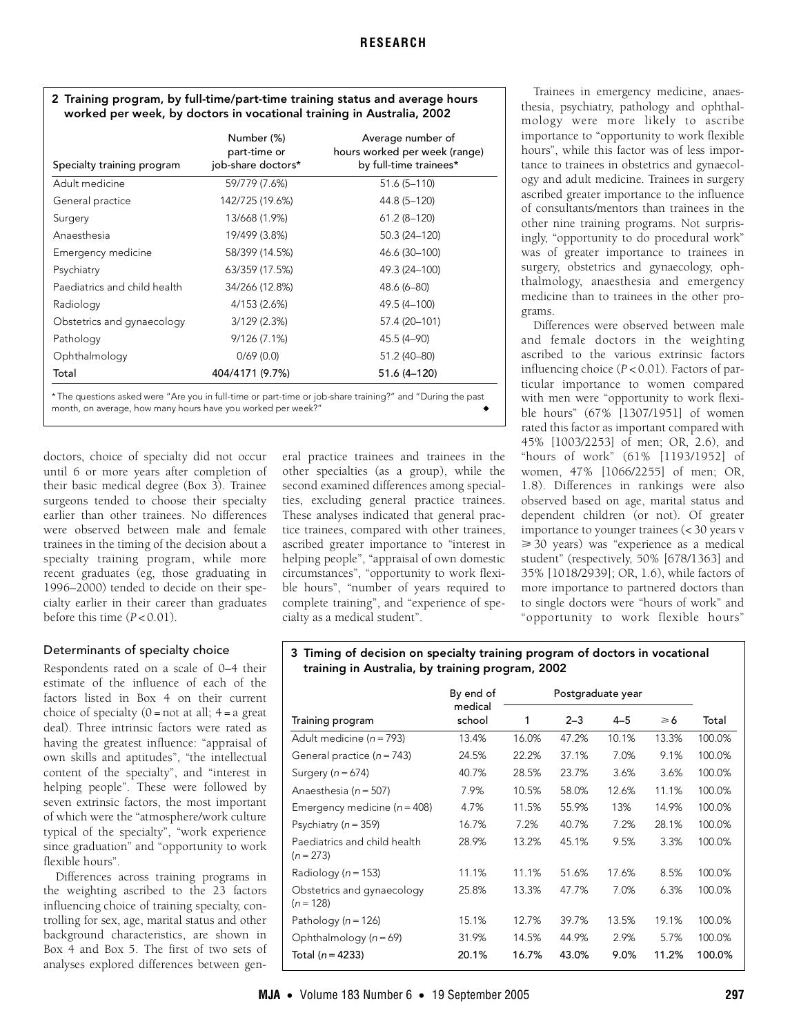**2 Training program, by full-time/part-time training status and average hours worked per week, by doctors in vocational training in Australia, 2002**

| Specialty training program | Number (%) part-time or job-share doctors* | Average number of hours worked per week (range) by full-time trainees* |
|---|---|---|
| Adult medicine | 59/779 (7.6%) | 51.6 (5–110) |
| General practice | 142/725 (19.6%) | 44.8 (5–120) |
| Surgery | 13/668 (1.9%) | 61.2 (8–120) |
| Anaesthesia | 19/499 (3.8%) | 50.3 (24–120) |
| Emergency medicine | 58/399 (14.5%) | 46.6 (30–100) |
| Psychiatry | 63/359 (17.5%) | 49.3 (24–100) |
| Paediatrics and child health | 34/266 (12.8%) | 48.6 (6–80) |
| Radiology | 4/153 (2.6%) | 49.5 (4–100) |
| Obstetrics and gynaecology | 3/129 (2.3%) | 57.4 (20–101) |
| Pathology | 9/126 (7.1%) | 45.5 (4–90) |
| Ophthalmology | 0/69 (0.0) | 51.2 (40–80) |
| Total | 404/4171 (9.7%) | 51.6 (4–120) |

* The questions asked were "Are you in full-time or part-time or job-share training?" and "During the past month, on average, how many hours have you worked per week?"

doctors, choice of specialty did not occur until 6 or more years after completion of their basic medical degree (Box 3). Trainee surgeons tended to choose their specialty earlier than other trainees. No differences were observed between male and female trainees in the timing of the decision about a specialty training program, while more recent graduates (eg, those graduating in 1996–2000) tended to decide on their specialty earlier in their career than graduates before this time ($P<0.01$).

### Determinants of specialty choice

Respondents rated on a scale of 0–4 their estimate of the influence of each of the factors listed in Box 4 on their current choice of specialty (0 = not at all; 4 = a great deal). Three intrinsic factors were rated as having the greatest influence: "appraisal of own skills and aptitudes", "the intellectual content of the specialty", and "interest in helping people". These were followed by seven extrinsic factors, the most important of which were the "atmosphere/work culture typical of the specialty", "work experience since graduation" and "opportunity to work flexible hours".

Differences across training programs in the weighting ascribed to the 23 factors influencing choice of training specialty, controlling for sex, age, marital status and other background characteristics, are shown in Box 4 and Box 5. The first of two sets of analyses explored differences between general practice trainees and trainees in the other specialties (as a group), while the second examined differences among specialties, excluding general practice trainees. These analyses indicated that general practice trainees, compared with other trainees, ascribed greater importance to "interest in helping people", "appraisal of own domestic circumstances", "opportunity to work flexible hours", "number of years required to complete training", and "experience of specialty as a medical student".

Trainees in emergency medicine, anaesthesia, psychiatry, pathology and ophthalmology were more likely to ascribe importance to "opportunity to work flexible hours", while this factor was of less importance to trainees in obstetrics and gynaecology and adult medicine. Trainees in surgery ascribed greater importance to the influence of consultants/mentors than trainees in the other nine training programs. Not surprisingly, "opportunity to do procedural work" was of greater importance to trainees in surgery, obstetrics and gynaecology, ophthalmology, anaesthesia and emergency medicine than to trainees in the other programs.

Differences were observed between male and female doctors in the weighting ascribed to the various extrinsic factors influencing choice ($P<0.01$). Factors of particular importance to women compared with men were "opportunity to work flexible hours" (67% [1307/1951] of women rated this factor as important compared with 45% [1003/2253] of men; OR, 2.6), and "hours of work" (61% [1193/1952] of women, 47% [1066/2255] of men; OR, 1.8). Differences in rankings were also observed based on age, marital status and dependent children (or not). Of greater importance to younger trainees (< 30 years v ⩾ 30 years) was "experience as a medical student" (respectively, 50% [678/1363] and 35% [1018/2939]; OR, 1.6), while factors of more importance to partnered doctors than to single doctors were "hours of work" and "opportunity to work flexible hours"

**3 Timing of decision on specialty training program of doctors in vocational training in Australia, by training program, 2002**

| Training program | By end of medical school | Postgraduate year 1 | 2–3 | 4–5 | ⩾ 6 | Total |
|---|---|---|---|---|---|---|
| Adult medicine ($n$ = 793) | 13.4% | 16.0% | 47.2% | 10.1% | 13.3% | 100.0% |
| General practice ($n$ = 743) | 24.5% | 22.2% | 37.1% | 7.0% | 9.1% | 100.0% |
| Surgery ($n$ = 674) | 40.7% | 28.5% | 23.7% | 3.6% | 3.6% | 100.0% |
| Anaesthesia ($n$ = 507) | 7.9% | 10.5% | 58.0% | 12.6% | 11.1% | 100.0% |
| Emergency medicine ($n$ = 408) | 4.7% | 11.5% | 55.9% | 13% | 14.9% | 100.0% |
| Psychiatry ($n$ = 359) | 16.7% | 7.2% | 40.7% | 7.2% | 28.1% | 100.0% |
| Paediatrics and child health ($n$ = 273) | 28.9% | 13.2% | 45.1% | 9.5% | 3.3% | 100.0% |
| Radiology ($n$ = 153) | 11.1% | 11.1% | 51.6% | 17.6% | 8.5% | 100.0% |
| Obstetrics and gynaecology ($n$ = 128) | 25.8% | 13.3% | 47.7% | 7.0% | 6.3% | 100.0% |
| Pathology ($n$ = 126) | 15.1% | 12.7% | 39.7% | 13.5% | 19.1% | 100.0% |
| Ophthalmology ($n$ = 69) | 31.9% | 14.5% | 44.9% | 2.9% | 5.7% | 100.0% |
| Total ($n$ = 4233) | 20.1% | 16.7% | 43.0% | 9.0% | 11.2% | 100.0% |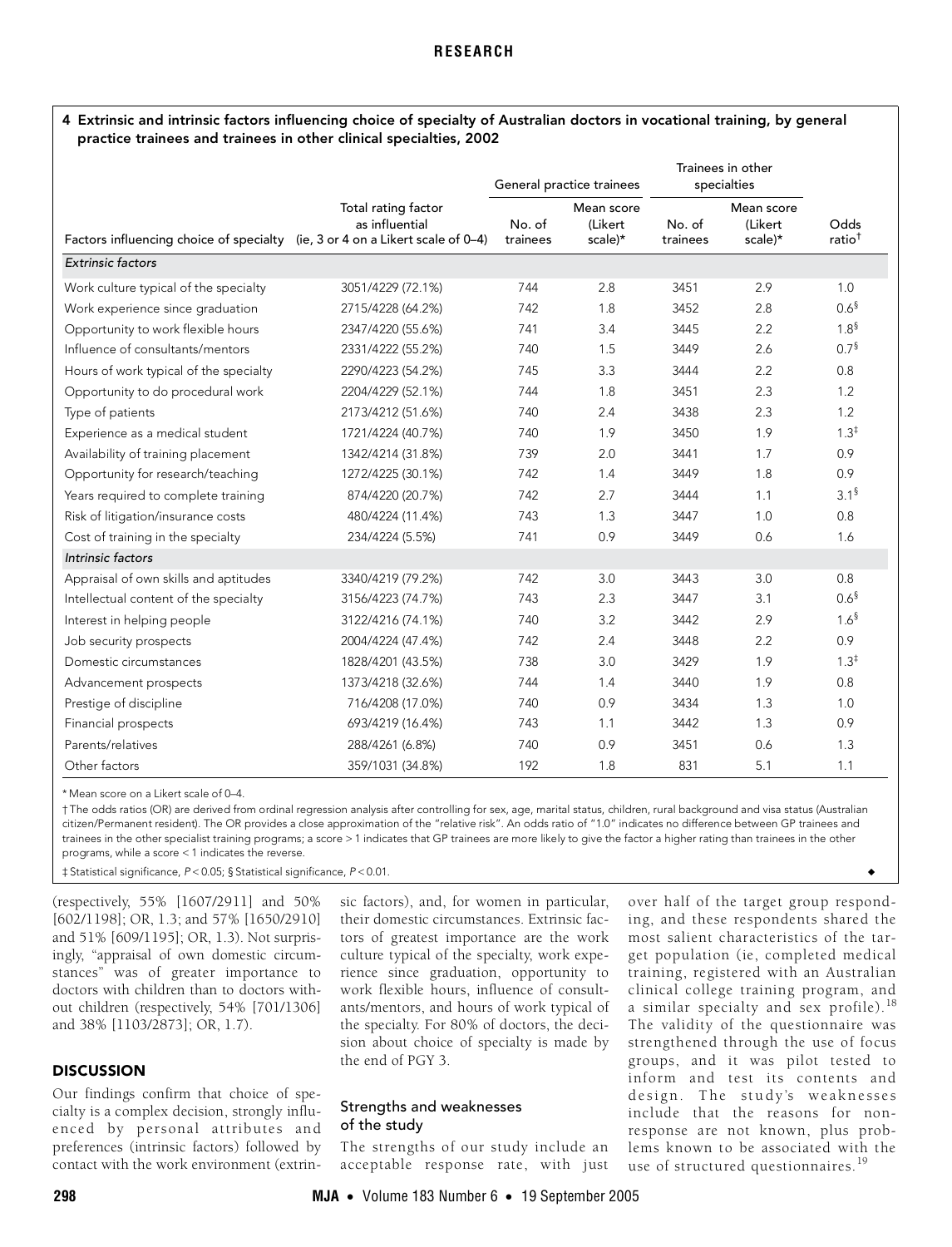**4 Extrinsic and intrinsic factors influencing choice of specialty of Australian doctors in vocational training, by general practice trainees and trainees in other clinical specialties, 2002**

| Factors influencing choice of specialty | Total rating factor as influential (ie, 3 or 4 on a Likert scale of 0–4) | General practice trainees | | Trainees in other specialties | | Odds ratio† |
|---|---|---|---|---|---|---|
| | | No. of trainees | Mean score (Likert scale)* | No. of trainees | Mean score (Likert scale)* | |
| *Extrinsic factors* | | | | | | |
| Work culture typical of the specialty | 3051/4229 (72.1%) | 744 | 2.8 | 3451 | 2.9 | 1.0 |
| Work experience since graduation | 2715/4228 (64.2%) | 742 | 1.8 | 3452 | 2.8 | 0.6§ |
| Opportunity to work flexible hours | 2347/4220 (55.6%) | 741 | 3.4 | 3445 | 2.2 | 1.8§ |
| Influence of consultants/mentors | 2331/4222 (55.2%) | 740 | 1.5 | 3449 | 2.6 | 0.7§ |
| Hours of work typical of the specialty | 2290/4223 (54.2%) | 745 | 3.3 | 3444 | 2.2 | 0.8 |
| Opportunity to do procedural work | 2204/4229 (52.1%) | 744 | 1.8 | 3451 | 2.3 | 1.2 |
| Type of patients | 2173/4212 (51.6%) | 740 | 2.4 | 3438 | 2.3 | 1.2 |
| Experience as a medical student | 1721/4224 (40.7%) | 740 | 1.9 | 3450 | 1.9 | 1.3‡ |
| Availability of training placement | 1342/4214 (31.8%) | 739 | 2.0 | 3441 | 1.7 | 0.9 |
| Opportunity for research/teaching | 1272/4225 (30.1%) | 742 | 1.4 | 3449 | 1.8 | 0.9 |
| Years required to complete training | 874/4220 (20.7%) | 742 | 2.7 | 3444 | 1.1 | 3.1§ |
| Risk of litigation/insurance costs | 480/4224 (11.4%) | 743 | 1.3 | 3447 | 1.0 | 0.8 |
| Cost of training in the specialty | 234/4224 (5.5%) | 741 | 0.9 | 3449 | 0.6 | 1.6 |
| *Intrinsic factors* | | | | | | |
| Appraisal of own skills and aptitudes | 3340/4219 (79.2%) | 742 | 3.0 | 3443 | 3.0 | 0.8 |
| Intellectual content of the specialty | 3156/4223 (74.7%) | 743 | 2.3 | 3447 | 3.1 | 0.6§ |
| Interest in helping people | 3122/4216 (74.1%) | 740 | 3.2 | 3442 | 2.9 | 1.6§ |
| Job security prospects | 2004/4224 (47.4%) | 742 | 2.4 | 3448 | 2.2 | 0.9 |
| Domestic circumstances | 1828/4201 (43.5%) | 738 | 3.0 | 3429 | 1.9 | 1.3‡ |
| Advancement prospects | 1373/4218 (32.6%) | 744 | 1.4 | 3440 | 1.9 | 0.8 |
| Prestige of discipline | 716/4208 (17.0%) | 740 | 0.9 | 3434 | 1.3 | 1.0 |
| Financial prospects | 693/4219 (16.4%) | 743 | 1.1 | 3442 | 1.3 | 0.9 |
| Parents/relatives | 288/4261 (6.8%) | 740 | 0.9 | 3451 | 0.6 | 1.3 |
| Other factors | 359/1031 (34.8%) | 192 | 1.8 | 831 | 5.1 | 1.1 |

\* Mean score on a Likert scale of 0–4.

† The odds ratios (OR) are derived from ordinal regression analysis after controlling for sex, age, marital status, children, rural background and visa status (Australian citizen/Permanent resident). The OR provides a close approximation of the "relative risk". An odds ratio of "1.0" indicates no difference between GP trainees and trainees in the other specialist training programs; a score > 1 indicates that GP trainees are more likely to give the factor a higher rating than trainees in the other programs, while a score < 1 indicates the reverse.

‡ Statistical significance, $P < 0.05$; § Statistical significance, $P < 0.01$.

(respectively, 55% [1607/2911] and 50% [602/1198]; OR, 1.3; and 57% [1650/2910] and 51% [609/1195]; OR, 1.3). Not surprisingly, "appraisal of own domestic circumstances" was of greater importance to doctors with children than to doctors without children (respectively, 54% [701/1306] and 38% [1103/2873]; OR, 1.7).

## DISCUSSION

Our findings confirm that choice of specialty is a complex decision, strongly influenced by personal attributes and preferences (intrinsic factors) followed by contact with the work environment (extrinsic factors), and, for women in particular, their domestic circumstances. Extrinsic factors of greatest importance are the work culture typical of the specialty, work experience since graduation, opportunity to work flexible hours, influence of consultants/mentors, and hours of work typical of the specialty. For 80% of doctors, the decision about choice of specialty is made by the end of PGY 3.

### Strengths and weaknesses of the study

The strengths of our study include an acceptable response rate, with just over half of the target group responding, and these respondents shared the most salient characteristics of the target population (ie, completed medical training, registered with an Australian clinical college training program, and a similar specialty and sex profile).[18] The validity of the questionnaire was strengthened through the use of focus groups, and it was pilot tested to inform and test its contents and design. The study's weaknesses include that the reasons for non-response are not known, plus problems known to be associated with the use of structured questionnaires.[19]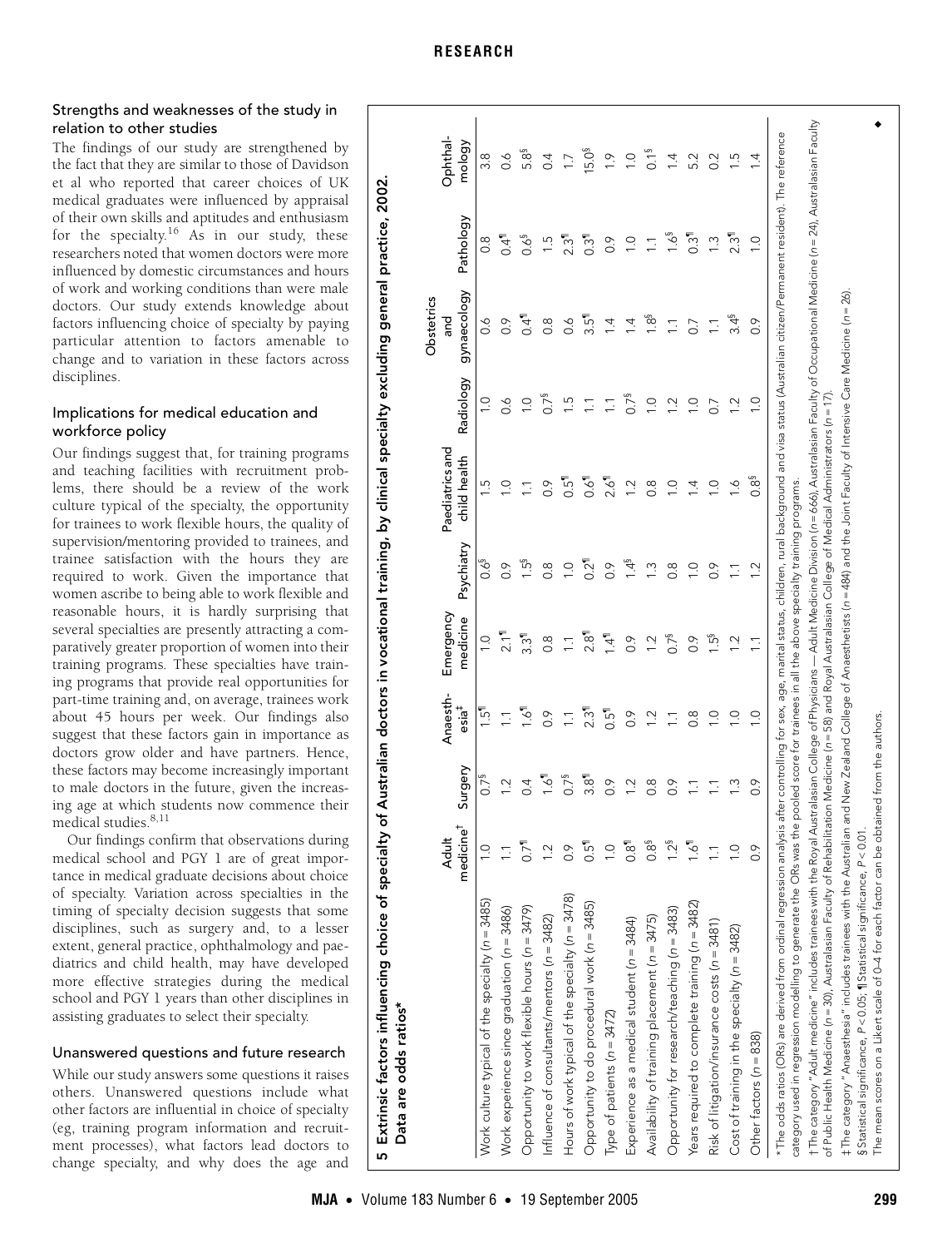### Strengths and weaknesses of the study in relation to other studies

The findings of our study are strengthened by the fact that they are similar to those of Davidson et al who reported that career choices of UK medical graduates were influenced by appraisal of their own skills and aptitudes and enthusiasm for the specialty.[16] As in our study, these researchers noted that women doctors were more influenced by domestic circumstances and hours of work and working conditions than were male doctors. Our study extends knowledge about factors influencing choice of specialty by paying particular attention to factors amenable to change and to variation in these factors across disciplines.

### Implications for medical education and workforce policy

Our findings suggest that, for training programs and teaching facilities with recruitment problems, there should be a review of the work culture typical of the specialty, the opportunity for trainees to work flexible hours, the quality of supervision/mentoring provided to trainees, and trainee satisfaction with the hours they are required to work. Given the importance that women ascribe to being able to work flexible and reasonable hours, it is hardly surprising that several specialties are presently attracting a comparatively greater proportion of women into their training programs. These specialties have training programs that provide real opportunities for part-time training and, on average, trainees work about 45 hours per week. Our findings also suggest that these factors gain in importance as doctors grow older and have partners. Hence, these factors may become increasingly important to male doctors in the future, given the increasing age at which students now commence their medical studies.[8,11]

Our findings confirm that observations during medical school and PGY 1 are of great importance in medical graduate decisions about choice of specialty. Variation across specialties in the timing of specialty decision suggests that some disciplines, such as surgery and, to a lesser extent, general practice, ophthalmology and paediatrics and child health, may have developed more effective strategies during the medical school and PGY 1 years than other disciplines in assisting graduates to select their specialty.

### Unanswered questions and future research

While our study answers some questions it raises others. Unanswered questions include what other factors are influential in choice of specialty (eg, training program information and recruitment processes), what factors lead doctors to change specialty, and why does the age and

**5 Extrinsic factors influencing choice of specialty of Australian doctors in vocational training, by clinical specialty excluding general practice, 2002. Data are odds ratios***

| | Adult medicine† | Surgery | Anaesthesia‡ | Emergency medicine | Psychiatry | Paediatrics and child health | Radiology | Obstetrics and gynaecology | Pathology | Ophthalmology |
|---|---|---|---|---|---|---|---|---|---|---|
| Work culture typical of the specialty (n = 3485) | 1.0 | 0.7§ | 1.5¶ | 1.0 | 0.6§ | 1.5 | 1.0 | 0.6 | 0.8 | 3.8 |
| Work experience since graduation (n = 3486) | 1.1 | 1.2 | 1.1 | 2.1¶ | 0.9 | 1.0 | 0.6 | 0.9 | 0.4¶ | 0.6 |
| Opportunity to work flexible hours (n = 3479) | 0.7¶ | 0.4 | 1.6¶ | 3.3¶ | 1.5§ | 1.1 | 1.0 | 0.4¶ | 0.6§ | 5.8§ |
| Influence of consultants/mentors (n = 3482) | 1.2 | 1.6¶ | 0.9 | 0.8 | 0.8 | 0.9 | 0.7§ | 0.8 | 1.5 | 0.4 |
| Hours of work typical of the specialty (n = 3478) | 0.9 | 0.7§ | 1.1 | 1.1 | 1.0 | 0.5¶ | 1.5 | 0.6 | 2.3¶ | 1.7 |
| Opportunity to do procedural work (n = 3485) | 0.5¶ | 3.8¶ | 2.3¶ | 2.8¶ | 0.2¶ | 0.6¶ | 1.1 | 3.5¶ | 0.3¶ | 15.0§ |
| Type of patients (n = 3472) | 1.0 | 0.9 | 0.5¶ | 1.4¶ | 0.9 | 2.6¶ | 1.1 | 1.4 | 0.9 | 1.9 |
| Experience as a medical student (n = 3484) | 0.8¶ | 1.2 | 0.9 | 0.9 | 1.4§ | 1.2 | 0.7§ | 1.4 | 1.0 | 1.0 |
| Availability of training placement (n = 3475) | 0.8§ | 0.8 | 1.2 | 1.2 | 1.3 | 0.8 | 1.0 | 1.8§ | 1.0 | 0.1§ |
| Opportunity for research/teaching (n = 3483) | 1.2§ | 0.9 | 1.1 | 0.7§ | 0.8 | 1.0 | 1.2 | 1.1 | 1.1 | 1.4 |
| Years required to complete training (n = 3482) | 1.6¶ | 1.1 | 0.8 | 0.9 | 1.0 | 1.4 | 1.0 | 0.7 | 1.6§ | 5.2 |
| Risk of litigation/insurance costs (n = 3481) | 1.1 | 1.1 | 1.0 | 1.5§ | 0.9 | 1.0 | 0.7 | 1.1 | 0.3¶ | 0.2 |
| Cost of training in the specialty (n = 3482) | 1.0 | 1.3 | 1.0 | 1.2 | 1.1 | 1.6 | 1.2 | 3.4§ | 1.3 | 1.5 |
| Other factors (n = 838) | 0.9 | 0.9 | 1.0 | 1.1 | 1.2 | 0.8§ | 1.0 | 0.9 | 2.3¶ | 1.4 |

*The odds ratios (ORs) are derived from ordinal regression analysis after controlling for sex, age, marital status, children, rural background and visa status (Australian citizen/Permanent resident). The reference category used in regression modelling to generate the ORs was the pooled score for trainees in all the above specialty training programs.
† The category "Adult medicine" includes trainees with the Royal Australasian College of Physicians — Adult Medicine Division (n = 666), Australasian Faculty of Occupational Medicine (n = 24), Australasian Faculty of Public Health Medicine (n = 30), Australasian Faculty of Rehabilitation Medicine (n = 58) and Royal Australasian College of Medical Administrators (n = 17).
‡ The category "Anaesthesia" includes trainees with the Australian and New Zealand College of Anaesthetists (n = 484) and the Joint Faculty of Intensive Care Medicine (n = 26).
§ Statistical significance, $P < 0.05$; ¶ Statistical significance, $P < 0.01$.
The mean scores on a Likert scale of 0–4 for each factor can be obtained from the authors.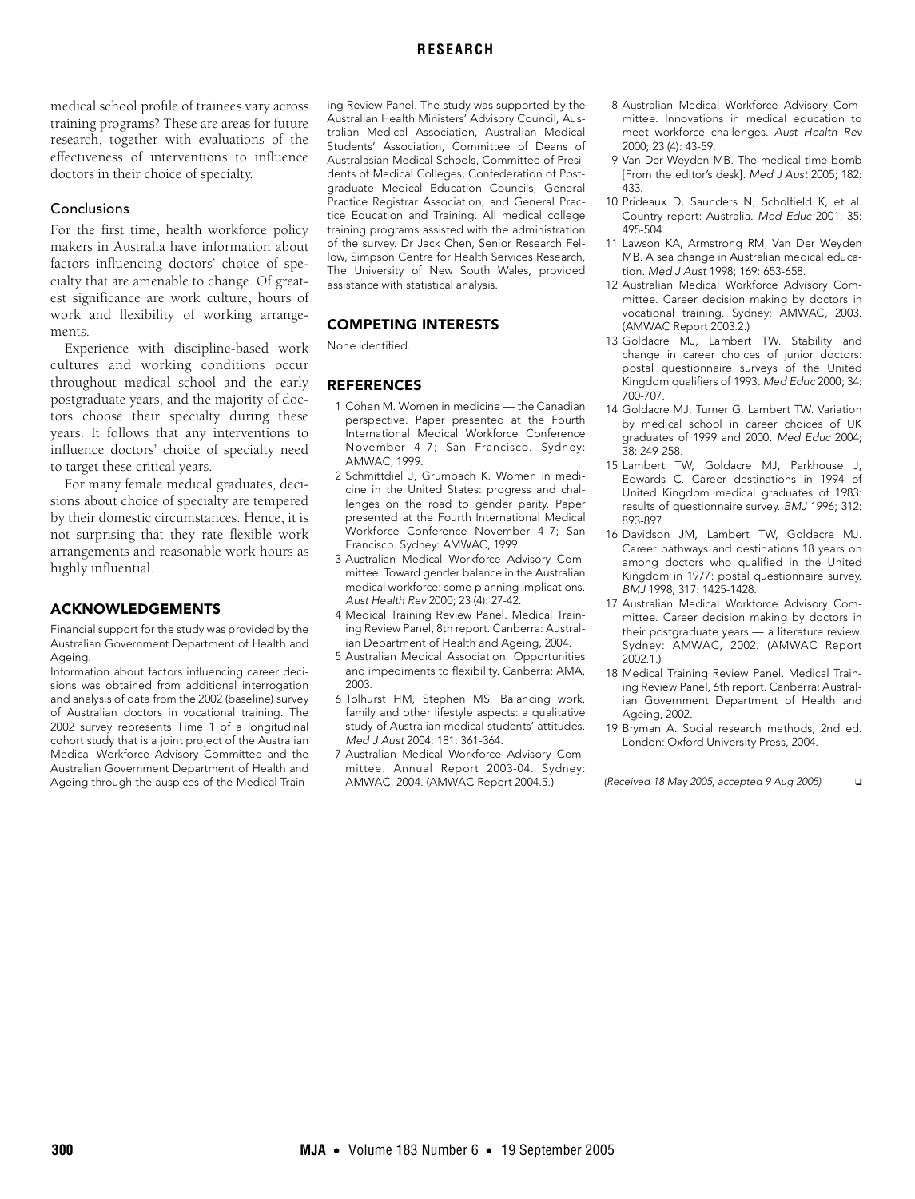medical school profile of trainees vary across training programs? These are areas for future research, together with evaluations of the effectiveness of interventions to influence doctors in their choice of specialty.

### Conclusions

For the first time, health workforce policy makers in Australia have information about factors influencing doctors' choice of specialty that are amenable to change. Of greatest significance are work culture, hours of work and flexibility of working arrangements.

Experience with discipline-based work cultures and working conditions occur throughout medical school and the early postgraduate years, and the majority of doctors choose their specialty during these years. It follows that any interventions to influence doctors' choice of specialty need to target these critical years.

For many female medical graduates, decisions about choice of specialty are tempered by their domestic circumstances. Hence, it is not surprising that they rate flexible work arrangements and reasonable work hours as highly influential.

## ACKNOWLEDGEMENTS

Financial support for the study was provided by the Australian Government Department of Health and Ageing.

Information about factors influencing career decisions was obtained from additional interrogation and analysis of data from the 2002 (baseline) survey of Australian doctors in vocational training. The 2002 survey represents Time 1 of a longitudinal cohort study that is a joint project of the Australian Medical Workforce Advisory Committee and the Australian Government Department of Health and Ageing through the auspices of the Medical Training Review Panel. The study was supported by the Australian Health Ministers' Advisory Council, Australian Medical Association, Australian Medical Students' Association, Committee of Deans of Australasian Medical Schools, Committee of Presidents of Medical Colleges, Confederation of Postgraduate Medical Education Councils, General Practice Registrar Association, and General Practice Education and Training. All medical college training programs assisted with the administration of the survey. Dr Jack Chen, Senior Research Fellow, Simpson Centre for Health Services Research, The University of New South Wales, provided assistance with statistical analysis.

## COMPETING INTERESTS

None identified.

## REFERENCES

1 Cohen M. Women in medicine — the Canadian perspective. Paper presented at the Fourth International Medical Workforce Conference November 4–7; San Francisco. Sydney: AMWAC, 1999.

2 Schmittdiel J, Grumbach K. Women in medicine in the United States: progress and challenges on the road to gender parity. Paper presented at the Fourth International Medical Workforce Conference November 4–7; San Francisco. Sydney: AMWAC, 1999.

3 Australian Medical Workforce Advisory Committee. Toward gender balance in the Australian medical workforce: some planning implications. *Aust Health Rev* 2000; 23 (4): 27-42.

4 Medical Training Review Panel. Medical Training Review Panel, 8th report. Canberra: Australian Department of Health and Ageing, 2004.

5 Australian Medical Association. Opportunities and impediments to flexibility. Canberra: AMA, 2003.

6 Tolhurst HM, Stephen MS. Balancing work, family and other lifestyle aspects: a qualitative study of Australian medical students' attitudes. *Med J Aust* 2004; 181: 361-364.

7 Australian Medical Workforce Advisory Committee. Annual Report 2003-04. Sydney: AMWAC, 2004. (AMWAC Report 2004.5.)

8 Australian Medical Workforce Advisory Committee. Innovations in medical education to meet workforce challenges. *Aust Health Rev* 2000; 23 (4): 43-59.

9 Van Der Weyden MB. The medical time bomb [From the editor's desk]. *Med J Aust* 2005; 182: 433.

10 Prideaux D, Saunders N, Scholfield K, et al. Country report: Australia. *Med Educ* 2001; 35: 495-504.

11 Lawson KA, Armstrong RM, Van Der Weyden MB. A sea change in Australian medical education. *Med J Aust* 1998; 169: 653-658.

12 Australian Medical Workforce Advisory Committee. Career decision making by doctors in vocational training. Sydney: AMWAC, 2003. (AMWAC Report 2003.2.)

13 Goldacre MJ, Lambert TW. Stability and change in career choices of junior doctors: postal questionnaire surveys of the United Kingdom qualifiers of 1993. *Med Educ* 2000; 34: 700-707.

14 Goldacre MJ, Turner G, Lambert TW. Variation by medical school in career choices of UK graduates of 1999 and 2000. *Med Educ* 2004; 38: 249-258.

15 Lambert TW, Goldacre MJ, Parkhouse J, Edwards C. Career destinations in 1994 of United Kingdom medical graduates of 1983: results of questionnaire survey. *BMJ* 1996; 312: 893-897.

16 Davidson JM, Lambert TW, Goldacre MJ. Career pathways and destinations 18 years on among doctors who qualified in the United Kingdom in 1977: postal questionnaire survey. *BMJ* 1998; 317: 1425-1428.

17 Australian Medical Workforce Advisory Committee. Career decision making by doctors in their postgraduate years — a literature review. Sydney: AMWAC, 2002. (AMWAC Report 2002.1.)

18 Medical Training Review Panel. Medical Training Review Panel, 6th report. Canberra: Australian Government Department of Health and Ageing, 2002.

19 Bryman A. Social research methods, 2nd ed. London: Oxford University Press, 2004.

*(Received 18 May 2005, accepted 9 Aug 2005)* ❑